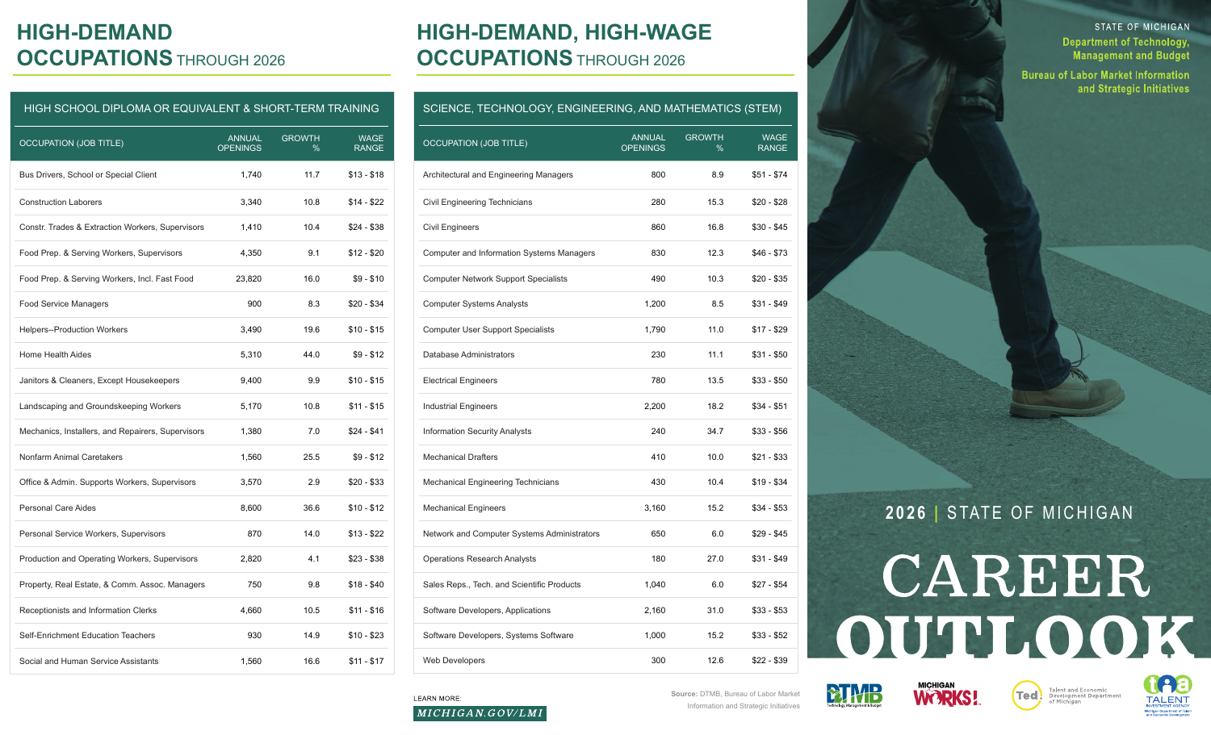STATE OF MICHIGAN
Department of Technology, Management and Budget
Bureau of Labor Market Information and Strategic Initiatives

# 2026 | STATE OF MICHIGAN CAREER OUTLOOK

## HIGH-DEMAND OCCUPATIONS THROUGH 2026

### HIGH SCHOOL DIPLOMA OR EQUIVALENT & SHORT-TERM TRAINING

| OCCUPATION (JOB TITLE) | ANNUAL OPENINGS | GROWTH % | WAGE RANGE |
|---|---|---|---|
| Bus Drivers, School or Special Client | 1,740 | 11.7 | $13 - $18 |
| Construction Laborers | 3,340 | 10.8 | $14 - $22 |
| Constr. Trades & Extraction Workers, Supervisors | 1,410 | 10.4 | $24 - $38 |
| Food Prep. & Serving Workers, Supervisors | 4,350 | 9.1 | $12 - $20 |
| Food Prep. & Serving Workers, Incl. Fast Food | 23,820 | 16.0 | $9 - $10 |
| Food Service Managers | 900 | 8.3 | $20 - $34 |
| Helpers--Production Workers | 3,490 | 19.6 | $10 - $15 |
| Home Health Aides | 5,310 | 44.0 | $9 - $12 |
| Janitors & Cleaners, Except Housekeepers | 9,400 | 9.9 | $10 - $15 |
| Landscaping and Groundskeeping Workers | 5,170 | 10.8 | $11 - $15 |
| Mechanics, Installers, and Repairers, Supervisors | 1,380 | 7.0 | $24 - $41 |
| Nonfarm Animal Caretakers | 1,560 | 25.5 | $9 - $12 |
| Office & Admin. Supports Workers, Supervisors | 3,570 | 2.9 | $20 - $33 |
| Personal Care Aides | 8,600 | 36.6 | $10 - $12 |
| Personal Service Workers, Supervisors | 870 | 14.0 | $13 - $22 |
| Production and Operating Workers, Supervisors | 2,820 | 4.1 | $23 - $38 |
| Property, Real Estate, & Comm. Assoc. Managers | 750 | 9.8 | $18 - $40 |
| Receptionists and Information Clerks | 4,660 | 10.5 | $11 - $16 |
| Self-Enrichment Education Teachers | 930 | 14.9 | $10 - $23 |
| Social and Human Service Assistants | 1,560 | 16.6 | $11 - $17 |

## HIGH-DEMAND, HIGH-WAGE OCCUPATIONS THROUGH 2026

### SCIENCE, TECHNOLOGY, ENGINEERING, AND MATHEMATICS (STEM)

| OCCUPATION (JOB TITLE) | ANNUAL OPENINGS | GROWTH % | WAGE RANGE |
|---|---|---|---|
| Architectural and Engineering Managers | 800 | 8.9 | $51 - $74 |
| Civil Engineering Technicians | 280 | 15.3 | $20 - $28 |
| Civil Engineers | 860 | 16.8 | $30 - $45 |
| Computer and Information Systems Managers | 830 | 12.3 | $46 - $73 |
| Computer Network Support Specialists | 490 | 10.3 | $20 - $35 |
| Computer Systems Analysts | 1,200 | 8.5 | $31 - $49 |
| Computer User Support Specialists | 1,790 | 11.0 | $17 - $29 |
| Database Administrators | 230 | 11.1 | $31 - $50 |
| Electrical Engineers | 780 | 13.5 | $33 - $50 |
| Industrial Engineers | 2,200 | 18.2 | $34 - $51 |
| Information Security Analysts | 240 | 34.7 | $33 - $56 |
| Mechanical Drafters | 410 | 10.0 | $21 - $33 |
| Mechanical Engineering Technicians | 430 | 10.4 | $19 - $34 |
| Mechanical Engineers | 3,160 | 15.2 | $34 - $53 |
| Network and Computer Systems Administrators | 650 | 6.0 | $29 - $45 |
| Operations Research Analysts | 180 | 27.0 | $31 - $49 |
| Sales Reps., Tech. and Scientific Products | 1,040 | 6.0 | $27 - $54 |
| Software Developers, Applications | 2,160 | 31.0 | $33 - $53 |
| Software Developers, Systems Software | 1,000 | 15.2 | $33 - $52 |
| Web Developers | 300 | 12.6 | $22 - $39 |

LEARN MORE: MICHIGAN.GOV/LMI

**Source:** DTMB, Bureau of Labor Market Information and Strategic Initiatives

DTMB Technology, Management & Budget | Michigan Works! | Ted Talent and Economic Development Department of Michigan | TIA Talent Investment Agency Michigan Department of Talent and Economic Development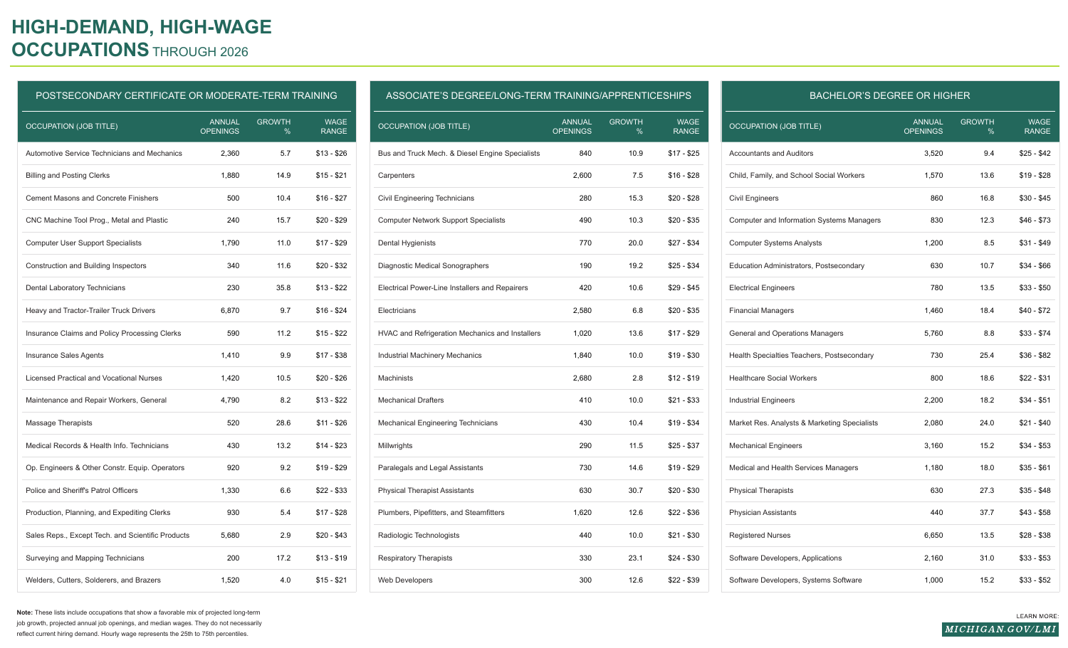# HIGH-DEMAND, HIGH-WAGE OCCUPATIONS THROUGH 2026

## POSTSECONDARY CERTIFICATE OR MODERATE-TERM TRAINING

| OCCUPATION (JOB TITLE) | ANNUAL OPENINGS | GROWTH % | WAGE RANGE |
|---|---|---|---|
| Automotive Service Technicians and Mechanics | 2,360 | 5.7 | $13 - $26 |
| Billing and Posting Clerks | 1,880 | 14.9 | $15 - $21 |
| Cement Masons and Concrete Finishers | 500 | 10.4 | $16 - $27 |
| CNC Machine Tool Prog., Metal and Plastic | 240 | 15.7 | $20 - $29 |
| Computer User Support Specialists | 1,790 | 11.0 | $17 - $29 |
| Construction and Building Inspectors | 340 | 11.6 | $20 - $32 |
| Dental Laboratory Technicians | 230 | 35.8 | $13 - $22 |
| Heavy and Tractor-Trailer Truck Drivers | 6,870 | 9.7 | $16 - $24 |
| Insurance Claims and Policy Processing Clerks | 590 | 11.2 | $15 - $22 |
| Insurance Sales Agents | 1,410 | 9.9 | $17 - $38 |
| Licensed Practical and Vocational Nurses | 1,420 | 10.5 | $20 - $26 |
| Maintenance and Repair Workers, General | 4,790 | 8.2 | $13 - $22 |
| Massage Therapists | 520 | 28.6 | $11 - $26 |
| Medical Records & Health Info. Technicians | 430 | 13.2 | $14 - $23 |
| Op. Engineers & Other Constr. Equip. Operators | 920 | 9.2 | $19 - $29 |
| Police and Sheriff's Patrol Officers | 1,330 | 6.6 | $22 - $33 |
| Production, Planning, and Expediting Clerks | 930 | 5.4 | $17 - $28 |
| Sales Reps., Except Tech. and Scientific Products | 5,680 | 2.9 | $20 - $43 |
| Surveying and Mapping Technicians | 200 | 17.2 | $13 - $19 |
| Welders, Cutters, Solderers, and Brazers | 1,520 | 4.0 | $15 - $21 |

## ASSOCIATE'S DEGREE/LONG-TERM TRAINING/APPRENTICESHIPS

| OCCUPATION (JOB TITLE) | ANNUAL OPENINGS | GROWTH % | WAGE RANGE |
|---|---|---|---|
| Bus and Truck Mech. & Diesel Engine Specialists | 840 | 10.9 | $17 - $25 |
| Carpenters | 2,600 | 7.5 | $16 - $28 |
| Civil Engineering Technicians | 280 | 15.3 | $20 - $28 |
| Computer Network Support Specialists | 490 | 10.3 | $20 - $35 |
| Dental Hygienists | 770 | 20.0 | $27 - $34 |
| Diagnostic Medical Sonographers | 190 | 19.2 | $25 - $34 |
| Electrical Power-Line Installers and Repairers | 420 | 10.6 | $29 - $45 |
| Electricians | 2,580 | 6.8 | $20 - $35 |
| HVAC and Refrigeration Mechanics and Installers | 1,020 | 13.6 | $17 - $29 |
| Industrial Machinery Mechanics | 1,840 | 10.0 | $19 - $30 |
| Machinists | 2,680 | 2.8 | $12 - $19 |
| Mechanical Drafters | 410 | 10.0 | $21 - $33 |
| Mechanical Engineering Technicians | 430 | 10.4 | $19 - $34 |
| Millwrights | 290 | 11.5 | $25 - $37 |
| Paralegals and Legal Assistants | 730 | 14.6 | $19 - $29 |
| Physical Therapist Assistants | 630 | 30.7 | $20 - $30 |
| Plumbers, Pipefitters, and Steamfitters | 1,620 | 12.6 | $22 - $36 |
| Radiologic Technologists | 440 | 10.0 | $21 - $30 |
| Respiratory Therapists | 330 | 23.1 | $24 - $30 |
| Web Developers | 300 | 12.6 | $22 - $39 |

## BACHELOR'S DEGREE OR HIGHER

| OCCUPATION (JOB TITLE) | ANNUAL OPENINGS | GROWTH % | WAGE RANGE |
|---|---|---|---|
| Accountants and Auditors | 3,520 | 9.4 | $25 - $42 |
| Child, Family, and School Social Workers | 1,570 | 13.6 | $19 - $28 |
| Civil Engineers | 860 | 16.8 | $30 - $45 |
| Computer and Information Systems Managers | 830 | 12.3 | $46 - $73 |
| Computer Systems Analysts | 1,200 | 8.5 | $31 - $49 |
| Education Administrators, Postsecondary | 630 | 10.7 | $34 - $66 |
| Electrical Engineers | 780 | 13.5 | $33 - $50 |
| Financial Managers | 1,460 | 18.4 | $40 - $72 |
| General and Operations Managers | 5,760 | 8.8 | $33 - $74 |
| Health Specialties Teachers, Postsecondary | 730 | 25.4 | $36 - $82 |
| Healthcare Social Workers | 800 | 18.6 | $22 - $31 |
| Industrial Engineers | 2,200 | 18.2 | $34 - $51 |
| Market Res. Analysts & Marketing Specialists | 2,080 | 24.0 | $21 - $40 |
| Mechanical Engineers | 3,160 | 15.2 | $34 - $53 |
| Medical and Health Services Managers | 1,180 | 18.0 | $35 - $61 |
| Physical Therapists | 630 | 27.3 | $35 - $48 |
| Physician Assistants | 440 | 37.7 | $43 - $58 |
| Registered Nurses | 6,650 | 13.5 | $28 - $38 |
| Software Developers, Applications | 2,160 | 31.0 | $33 - $53 |
| Software Developers, Systems Software | 1,000 | 15.2 | $33 - $52 |

**Note:** These lists include occupations that show a favorable mix of projected long-term job growth, projected annual job openings, and median wages. They do not necessarily reflect current hiring demand. Hourly wage represents the 25th to 75th percentiles.

LEARN MORE: MICHIGAN.GOV/LMI